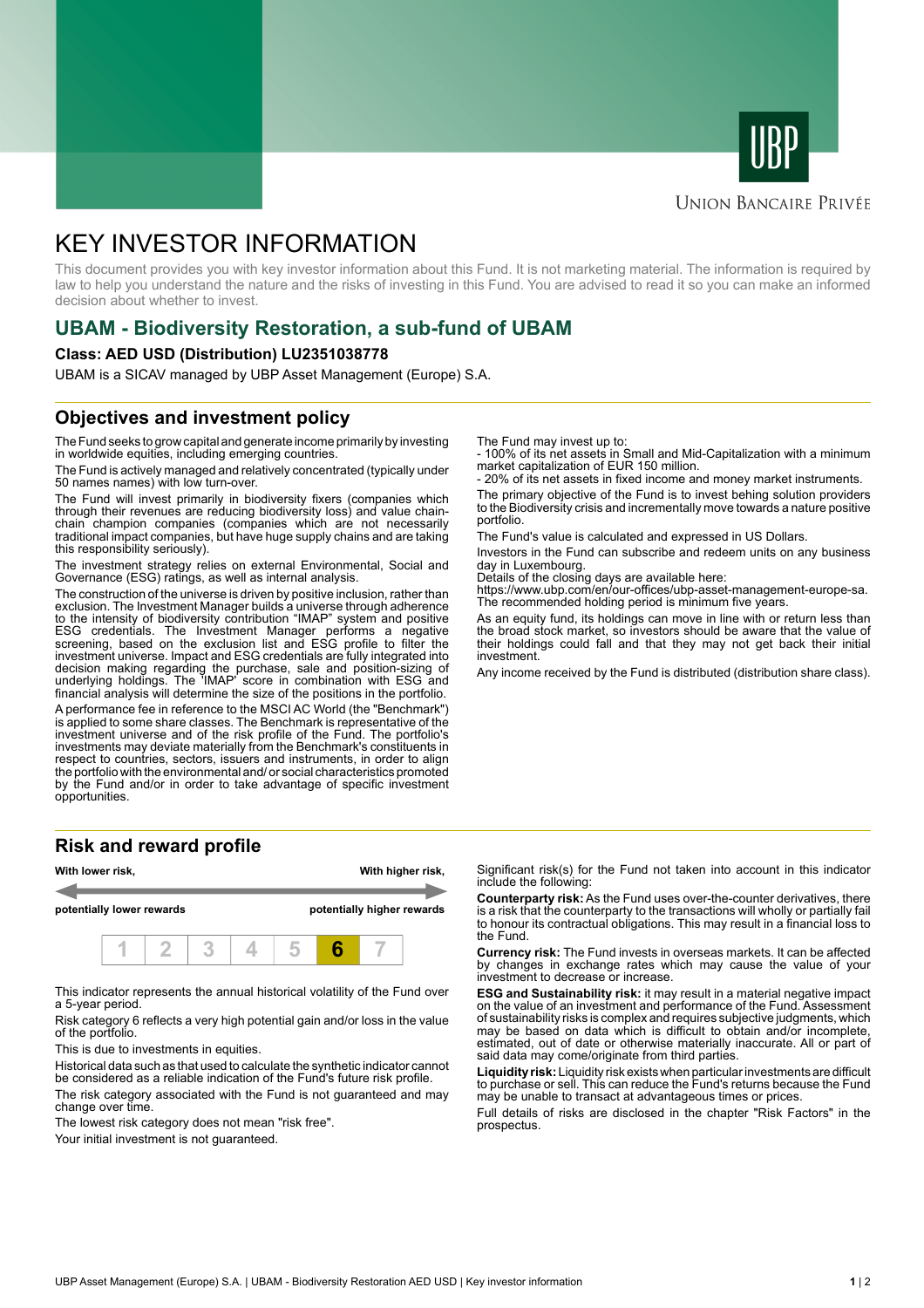Union Bancaire Privée

# KEY INVESTOR INFORMATION

This document provides you with key investor information about this Fund. It is not marketing material. The information is required by law to help you understand the nature and the risks of investing in this Fund. You are advised to read it so you can make an informed decision about whether to invest.

## UBAM - Biodiversity Restoration, a sub-fund of UBAM

### Class: AED USD (Distribution) LU2351038778

UBAM is a SICAV managed by UBP Asset Management (Europe) S.A.

## Objectives and investment policy

The Fund seeks to grow capital and generate income primarily by investing in worldwide equities, including emerging countries.

The Fund is actively managed and relatively concentrated (typically under 50 names names) with low turn-over.

The Fund will invest primarily in biodiversity fixers (companies which through their revenues are reducing biodiversity loss) and value chain-chain champion companies (companies which are not necessarily traditional impact companies, but have huge supply chains and are taking this responsibility seriously).

The investment strategy relies on external Environmental, Social and Governance (ESG) ratings, as well as internal analysis.

The construction of the universe is driven by positive inclusion, rather than exclusion. The Investment Manager builds a universe through adherence to the intensity of biodiversity contribution "IMAP" system and positive ESG credentials. The Investment Manager performs a negative screening, based on the exclusion list and ESG profile to filter the investment universe. Impact and ESG credentials are fully integrated into decision making regarding the purchase, sale and position-sizing of underlying holdings. The 'IMAP' score in combination with ESG and financial analysis will determine the size of the positions in the portfolio.

A performance fee in reference to the MSCI AC World (the "Benchmark") is applied to some share classes. The Benchmark is representative of the investment universe and of the risk profile of the Fund. The portfolio's investments may deviate materially from the Benchmark's constituents in respect to countries, sectors, issuers and instruments, in order to align the portfolio with the environmental and/ or social characteristics promoted by the Fund and/or in order to take advantage of specific investment opportunities.

The Fund may invest up to:
- 100% of its net assets in Small and Mid-Capitalization with a minimum market capitalization of EUR 150 million.
- 20% of its net assets in fixed income and money market instruments.

The primary objective of the Fund is to invest behing solution providers to the Biodiversity crisis and incrementally move towards a nature positive portfolio.

The Fund's value is calculated and expressed in US Dollars.

Investors in the Fund can subscribe and redeem units on any business day in Luxembourg.
Details of the closing days are available here:
https://www.ubp.com/en/our-offices/ubp-asset-management-europe-sa.
The recommended holding period is minimum five years.

As an equity fund, its holdings can move in line with or return less than the broad stock market, so investors should be aware that the value of their holdings could fall and that they may not get back their initial investment.

Any income received by the Fund is distributed (distribution share class).

## Risk and reward profile

| With lower risk, potentially lower rewards | | | | | | With higher risk, potentially higher rewards |
|---|---|---|---|---|---|---|
| 1 | 2 | 3 | 4 | 5 | **6** | 7 |

This indicator represents the annual historical volatility of the Fund over a 5-year period.

Risk category 6 reflects a very high potential gain and/or loss in the value of the portfolio.

This is due to investments in equities.

Historical data such as that used to calculate the synthetic indicator cannot be considered as a reliable indication of the Fund's future risk profile.

The risk category associated with the Fund is not guaranteed and may change over time.

The lowest risk category does not mean "risk free".

Your initial investment is not guaranteed.

Significant risk(s) for the Fund not taken into account in this indicator include the following:

**Counterparty risk:** As the Fund uses over-the-counter derivatives, there is a risk that the counterparty to the transactions will wholly or partially fail to honour its contractual obligations. This may result in a financial loss to the Fund.

**Currency risk:** The Fund invests in overseas markets. It can be affected by changes in exchange rates which may cause the value of your investment to decrease or increase.

**ESG and Sustainability risk:** it may result in a material negative impact on the value of an investment and performance of the Fund. Assessment of sustainability risks is complex and requires subjective judgments, which may be based on data which is difficult to obtain and/or incomplete, estimated, out of date or otherwise materially inaccurate. All or part of said data may come/originate from third parties.

**Liquidity risk:** Liquidity risk exists when particular investments are difficult to purchase or sell. This can reduce the Fund's returns because the Fund may be unable to transact at advantageous times or prices.

Full details of risks are disclosed in the chapter "Risk Factors" in the prospectus.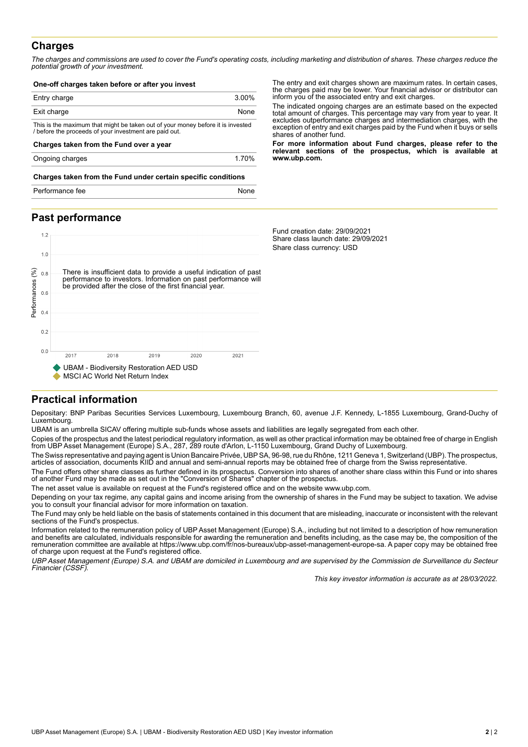## Charges

*The charges and commissions are used to cover the Fund's operating costs, including marketing and distribution of shares. These charges reduce the potential growth of your investment.*

| **One-off charges taken before or after you invest** | |
|---|---|
| Entry charge | 3.00% |
| Exit charge | None |

This is the maximum that might be taken out of your money before it is invested / before the proceeds of your investment are paid out.

| **Charges taken from the Fund over a year** | |
|---|---|
| Ongoing charges | 1.70% |

| **Charges taken from the Fund under certain specific conditions** | |
|---|---|
| Performance fee | None |

The entry and exit charges shown are maximum rates. In certain cases, the charges paid may be lower. Your financial advisor or distributor can inform you of the associated entry and exit charges.

The indicated ongoing charges are an estimate based on the expected total amount of charges. This percentage may vary from year to year. It excludes outperformance charges and intermediation charges, with the exception of entry and exit charges paid by the Fund when it buys or sells shares of another fund.

**For more information about Fund charges, please refer to the relevant sections of the prospectus, which is available at www.ubp.com.**

## Past performance

Performances (%)

1.2
1.0
0.8
0.6
0.4
0.2
0.0

2017
2018
2019
2020
2021

There is insufficient data to provide a useful indication of past performance to investors. Information on past performance will be provided after the close of the first financial year.

UBAM - Biodiversity Restoration AED USD
MSCI AC World Net Return Index

Fund creation date: 29/09/2021
Share class launch date: 29/09/2021
Share class currency: USD

## Practical information

Depositary: BNP Paribas Securities Services Luxembourg, Luxembourg Branch, 60, avenue J.F. Kennedy, L-1855 Luxembourg, Grand-Duchy of Luxembourg.

UBAM is an umbrella SICAV offering multiple sub-funds whose assets and liabilities are legally segregated from each other.

Copies of the prospectus and the latest periodical regulatory information, as well as other practical information may be obtained free of charge in English from UBP Asset Management (Europe) S.A., 287, 289 route d'Arlon, L-1150 Luxembourg, Grand Duchy of Luxembourg.

The Swiss representative and paying agent is Union Bancaire Privée, UBP SA, 96-98, rue du Rhône, 1211 Geneva 1, Switzerland (UBP). The prospectus, articles of association, documents KIID and annual and semi-annual reports may be obtained free of charge from the Swiss representative.

The Fund offers other share classes as further defined in its prospectus. Conversion into shares of another share class within this Fund or into shares of another Fund may be made as set out in the "Conversion of Shares" chapter of the prospectus.

The net asset value is available on request at the Fund's registered office and on the website www.ubp.com.

Depending on your tax regime, any capital gains and income arising from the ownership of shares in the Fund may be subject to taxation. We advise you to consult your financial advisor for more information on taxation.

The Fund may only be held liable on the basis of statements contained in this document that are misleading, inaccurate or inconsistent with the relevant sections of the Fund's prospectus.

Information related to the remuneration policy of UBP Asset Management (Europe) S.A., including but not limited to a description of how remuneration and benefits are calculated, individuals responsible for awarding the remuneration and benefits including, as the case may be, the composition of the remuneration committee are available at https://www.ubp.com/fr/nos-bureaux/ubp-asset-management-europe-sa. A paper copy may be obtained free of charge upon request at the Fund's registered office.

*UBP Asset Management (Europe) S.A. and UBAM are domiciled in Luxembourg and are supervised by the Commission de Surveillance du Secteur Financier (CSSF).*

*This key investor information is accurate as at 28/03/2022.*